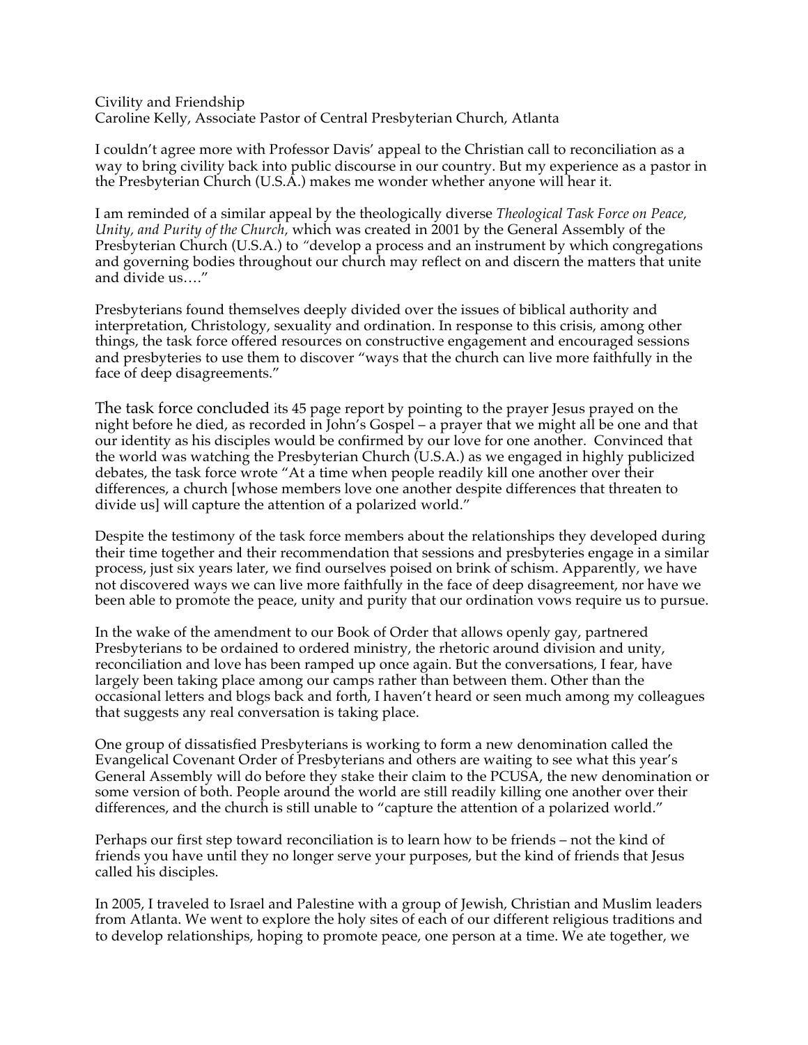Civility and Friendship
Caroline Kelly, Associate Pastor of Central Presbyterian Church, Atlanta

I couldn't agree more with Professor Davis' appeal to the Christian call to reconciliation as a way to bring civility back into public discourse in our country. But my experience as a pastor in the Presbyterian Church (U.S.A.) makes me wonder whether anyone will hear it.

I am reminded of a similar appeal by the theologically diverse *Theological Task Force on Peace, Unity, and Purity of the Church,* which was created in 2001 by the General Assembly of the Presbyterian Church (U.S.A.) to "develop a process and an instrument by which congregations and governing bodies throughout our church may reflect on and discern the matters that unite and divide us…."

Presbyterians found themselves deeply divided over the issues of biblical authority and interpretation, Christology, sexuality and ordination. In response to this crisis, among other things, the task force offered resources on constructive engagement and encouraged sessions and presbyteries to use them to discover "ways that the church can live more faithfully in the face of deep disagreements."

The task force concluded its 45 page report by pointing to the prayer Jesus prayed on the night before he died, as recorded in John's Gospel – a prayer that we might all be one and that our identity as his disciples would be confirmed by our love for one another. Convinced that the world was watching the Presbyterian Church (U.S.A.) as we engaged in highly publicized debates, the task force wrote "At a time when people readily kill one another over their differences, a church [whose members love one another despite differences that threaten to divide us] will capture the attention of a polarized world."

Despite the testimony of the task force members about the relationships they developed during their time together and their recommendation that sessions and presbyteries engage in a similar process, just six years later, we find ourselves poised on brink of schism. Apparently, we have not discovered ways we can live more faithfully in the face of deep disagreement, nor have we been able to promote the peace, unity and purity that our ordination vows require us to pursue.

In the wake of the amendment to our Book of Order that allows openly gay, partnered Presbyterians to be ordained to ordered ministry, the rhetoric around division and unity, reconciliation and love has been ramped up once again. But the conversations, I fear, have largely been taking place among our camps rather than between them. Other than the occasional letters and blogs back and forth, I haven't heard or seen much among my colleagues that suggests any real conversation is taking place.

One group of dissatisfied Presbyterians is working to form a new denomination called the Evangelical Covenant Order of Presbyterians and others are waiting to see what this year's General Assembly will do before they stake their claim to the PCUSA, the new denomination or some version of both. People around the world are still readily killing one another over their differences, and the church is still unable to "capture the attention of a polarized world."

Perhaps our first step toward reconciliation is to learn how to be friends – not the kind of friends you have until they no longer serve your purposes, but the kind of friends that Jesus called his disciples.

In 2005, I traveled to Israel and Palestine with a group of Jewish, Christian and Muslim leaders from Atlanta. We went to explore the holy sites of each of our different religious traditions and to develop relationships, hoping to promote peace, one person at a time. We ate together, we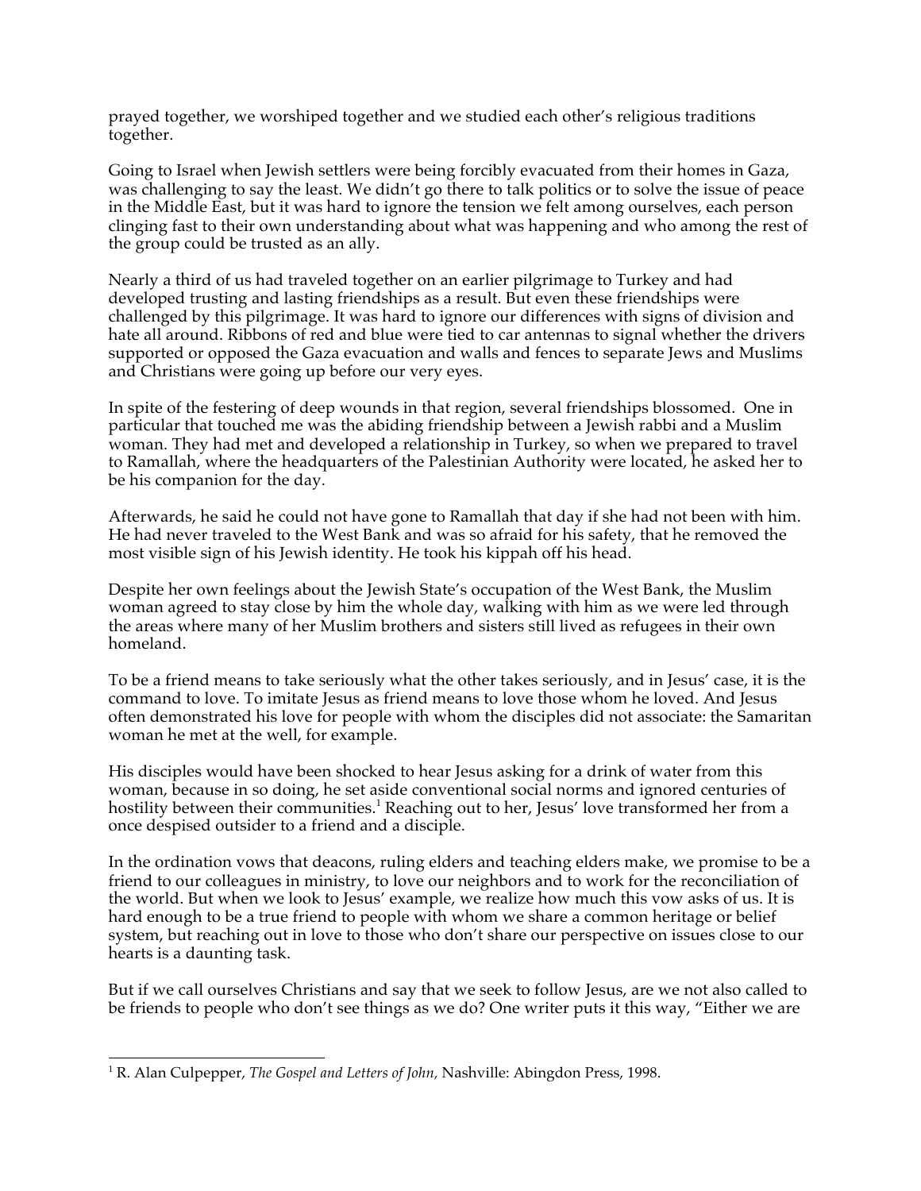prayed together, we worshiped together and we studied each other's religious traditions together.

Going to Israel when Jewish settlers were being forcibly evacuated from their homes in Gaza, was challenging to say the least. We didn't go there to talk politics or to solve the issue of peace in the Middle East, but it was hard to ignore the tension we felt among ourselves, each person clinging fast to their own understanding about what was happening and who among the rest of the group could be trusted as an ally.

Nearly a third of us had traveled together on an earlier pilgrimage to Turkey and had developed trusting and lasting friendships as a result. But even these friendships were challenged by this pilgrimage. It was hard to ignore our differences with signs of division and hate all around. Ribbons of red and blue were tied to car antennas to signal whether the drivers supported or opposed the Gaza evacuation and walls and fences to separate Jews and Muslims and Christians were going up before our very eyes.

In spite of the festering of deep wounds in that region, several friendships blossomed. One in particular that touched me was the abiding friendship between a Jewish rabbi and a Muslim woman. They had met and developed a relationship in Turkey, so when we prepared to travel to Ramallah, where the headquarters of the Palestinian Authority were located, he asked her to be his companion for the day.

Afterwards, he said he could not have gone to Ramallah that day if she had not been with him. He had never traveled to the West Bank and was so afraid for his safety, that he removed the most visible sign of his Jewish identity. He took his kippah off his head.

Despite her own feelings about the Jewish State's occupation of the West Bank, the Muslim woman agreed to stay close by him the whole day, walking with him as we were led through the areas where many of her Muslim brothers and sisters still lived as refugees in their own homeland.

To be a friend means to take seriously what the other takes seriously, and in Jesus' case, it is the command to love. To imitate Jesus as friend means to love those whom he loved. And Jesus often demonstrated his love for people with whom the disciples did not associate: the Samaritan woman he met at the well, for example.

His disciples would have been shocked to hear Jesus asking for a drink of water from this woman, because in so doing, he set aside conventional social norms and ignored centuries of hostility between their communities.[1] Reaching out to her, Jesus' love transformed her from a once despised outsider to a friend and a disciple.

In the ordination vows that deacons, ruling elders and teaching elders make, we promise to be a friend to our colleagues in ministry, to love our neighbors and to work for the reconciliation of the world. But when we look to Jesus' example, we realize how much this vow asks of us. It is hard enough to be a true friend to people with whom we share a common heritage or belief system, but reaching out in love to those who don't share our perspective on issues close to our hearts is a daunting task.

But if we call ourselves Christians and say that we seek to follow Jesus, are we not also called to be friends to people who don't see things as we do? One writer puts it this way, "Either we are

[1] R. Alan Culpepper, *The Gospel and Letters of John,* Nashville: Abingdon Press, 1998.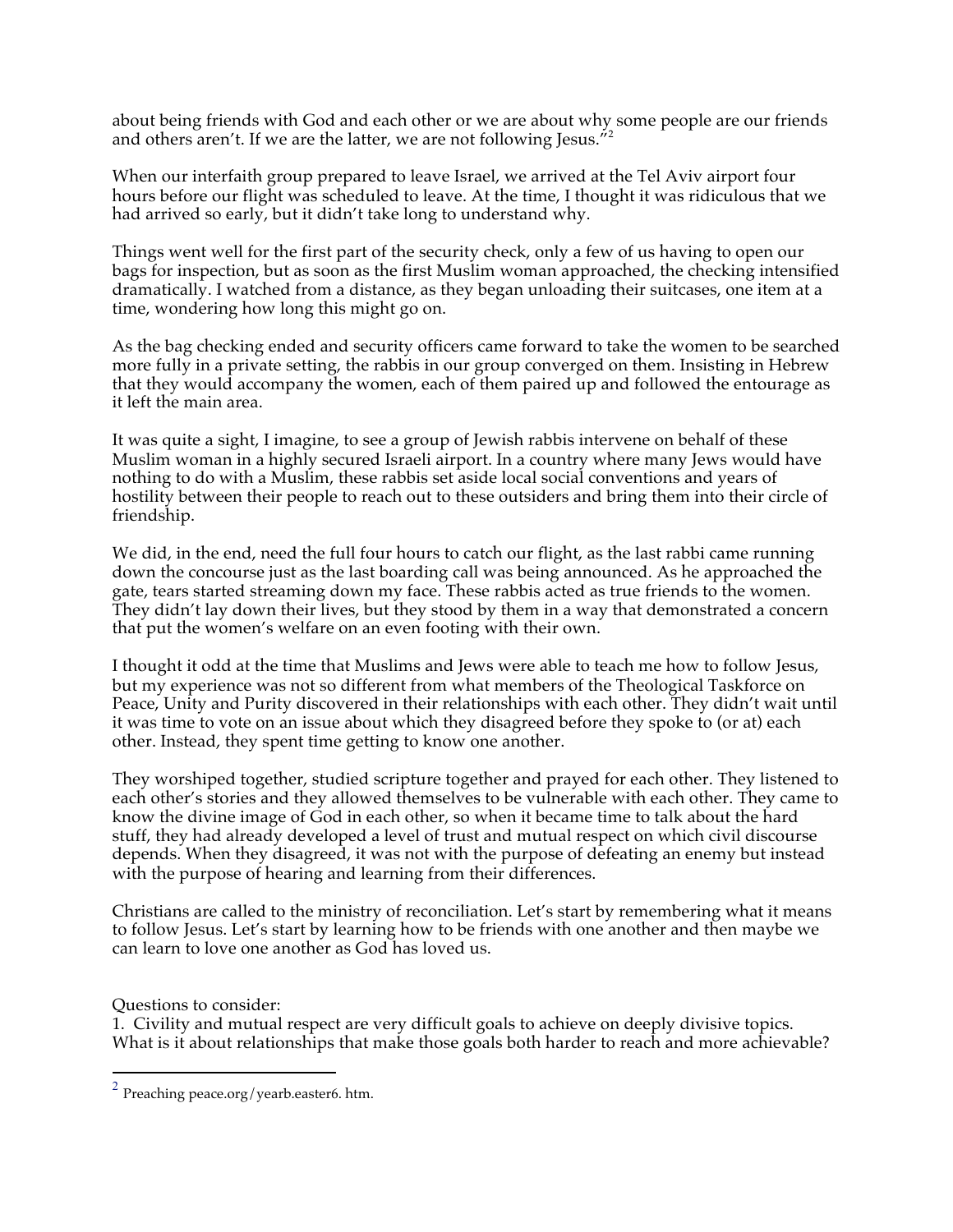about being friends with God and each other or we are about why some people are our friends and others aren't. If we are the latter, we are not following Jesus."[2]

When our interfaith group prepared to leave Israel, we arrived at the Tel Aviv airport four hours before our flight was scheduled to leave. At the time, I thought it was ridiculous that we had arrived so early, but it didn't take long to understand why.

Things went well for the first part of the security check, only a few of us having to open our bags for inspection, but as soon as the first Muslim woman approached, the checking intensified dramatically. I watched from a distance, as they began unloading their suitcases, one item at a time, wondering how long this might go on.

As the bag checking ended and security officers came forward to take the women to be searched more fully in a private setting, the rabbis in our group converged on them. Insisting in Hebrew that they would accompany the women, each of them paired up and followed the entourage as it left the main area.

It was quite a sight, I imagine, to see a group of Jewish rabbis intervene on behalf of these Muslim woman in a highly secured Israeli airport. In a country where many Jews would have nothing to do with a Muslim, these rabbis set aside local social conventions and years of hostility between their people to reach out to these outsiders and bring them into their circle of friendship.

We did, in the end, need the full four hours to catch our flight, as the last rabbi came running down the concourse just as the last boarding call was being announced. As he approached the gate, tears started streaming down my face. These rabbis acted as true friends to the women. They didn't lay down their lives, but they stood by them in a way that demonstrated a concern that put the women's welfare on an even footing with their own.

I thought it odd at the time that Muslims and Jews were able to teach me how to follow Jesus, but my experience was not so different from what members of the Theological Taskforce on Peace, Unity and Purity discovered in their relationships with each other. They didn't wait until it was time to vote on an issue about which they disagreed before they spoke to (or at) each other. Instead, they spent time getting to know one another.

They worshiped together, studied scripture together and prayed for each other. They listened to each other's stories and they allowed themselves to be vulnerable with each other. They came to know the divine image of God in each other, so when it became time to talk about the hard stuff, they had already developed a level of trust and mutual respect on which civil discourse depends. When they disagreed, it was not with the purpose of defeating an enemy but instead with the purpose of hearing and learning from their differences.

Christians are called to the ministry of reconciliation. Let's start by remembering what it means to follow Jesus. Let's start by learning how to be friends with one another and then maybe we can learn to love one another as God has loved us.

Questions to consider:

1. Civility and mutual respect are very difficult goals to achieve on deeply divisive topics. What is it about relationships that make those goals both harder to reach and more achievable?

---

[2] Preaching peace.org/yearb.easter6. htm.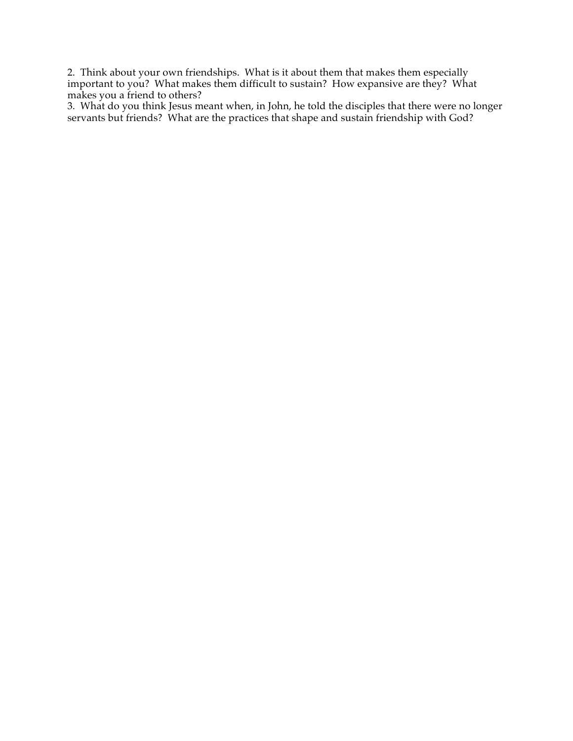2. Think about your own friendships. What is it about them that makes them especially important to you? What makes them difficult to sustain? How expansive are they? What makes you a friend to others?

3. What do you think Jesus meant when, in John, he told the disciples that there were no longer servants but friends? What are the practices that shape and sustain friendship with God?